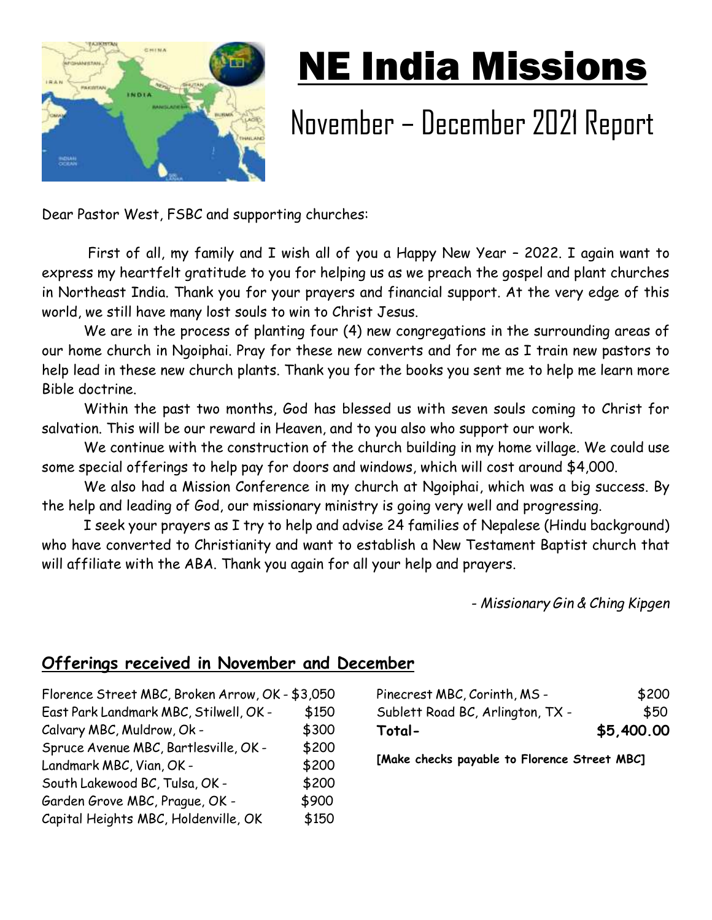# NE India Missions

## November – December 2021 Report

Dear Pastor West, FSBC and supporting churches:

First of all, my family and I wish all of you a Happy New Year – 2022. I again want to express my heartfelt gratitude to you for helping us as we preach the gospel and plant churches in Northeast India. Thank you for your prayers and financial support. At the very edge of this world, we still have many lost souls to win to Christ Jesus.

We are in the process of planting four (4) new congregations in the surrounding areas of our home church in Ngoiphai. Pray for these new converts and for me as I train new pastors to help lead in these new church plants. Thank you for the books you sent me to help me learn more Bible doctrine.

Within the past two months, God has blessed us with seven souls coming to Christ for salvation. This will be our reward in Heaven, and to you also who support our work.

We continue with the construction of the church building in my home village. We could use some special offerings to help pay for doors and windows, which will cost around $4,000.

We also had a Mission Conference in my church at Ngoiphai, which was a big success. By the help and leading of God, our missionary ministry is going very well and progressing.

I seek your prayers as I try to help and advise 24 families of Nepalese (Hindu background) who have converted to Christianity and want to establish a New Testament Baptist church that will affiliate with the ABA. Thank you again for all your help and prayers.

*- Missionary Gin & Ching Kipgen*

## Offerings received in November and December

| Church | Amount |
|---|---|
| Florence Street MBC, Broken Arrow, OK - | $3,050 |
| East Park Landmark MBC, Stilwell, OK - | $150 |
| Calvary MBC, Muldrow, Ok - | $300 |
| Spruce Avenue MBC, Bartlesville, OK - | $200 |
| Landmark MBC, Vian, OK - | $200 |
| South Lakewood BC, Tulsa, OK - | $200 |
| Garden Grove MBC, Prague, OK - | $900 |
| Capital Heights MBC, Holdenville, OK | $150 |
| Pinecrest MBC, Corinth, MS - | $200 |
| Sublett Road BC, Arlington, TX - | $50 |
| **Total-** | **$5,400.00** |

**[Make checks payable to Florence Street MBC]**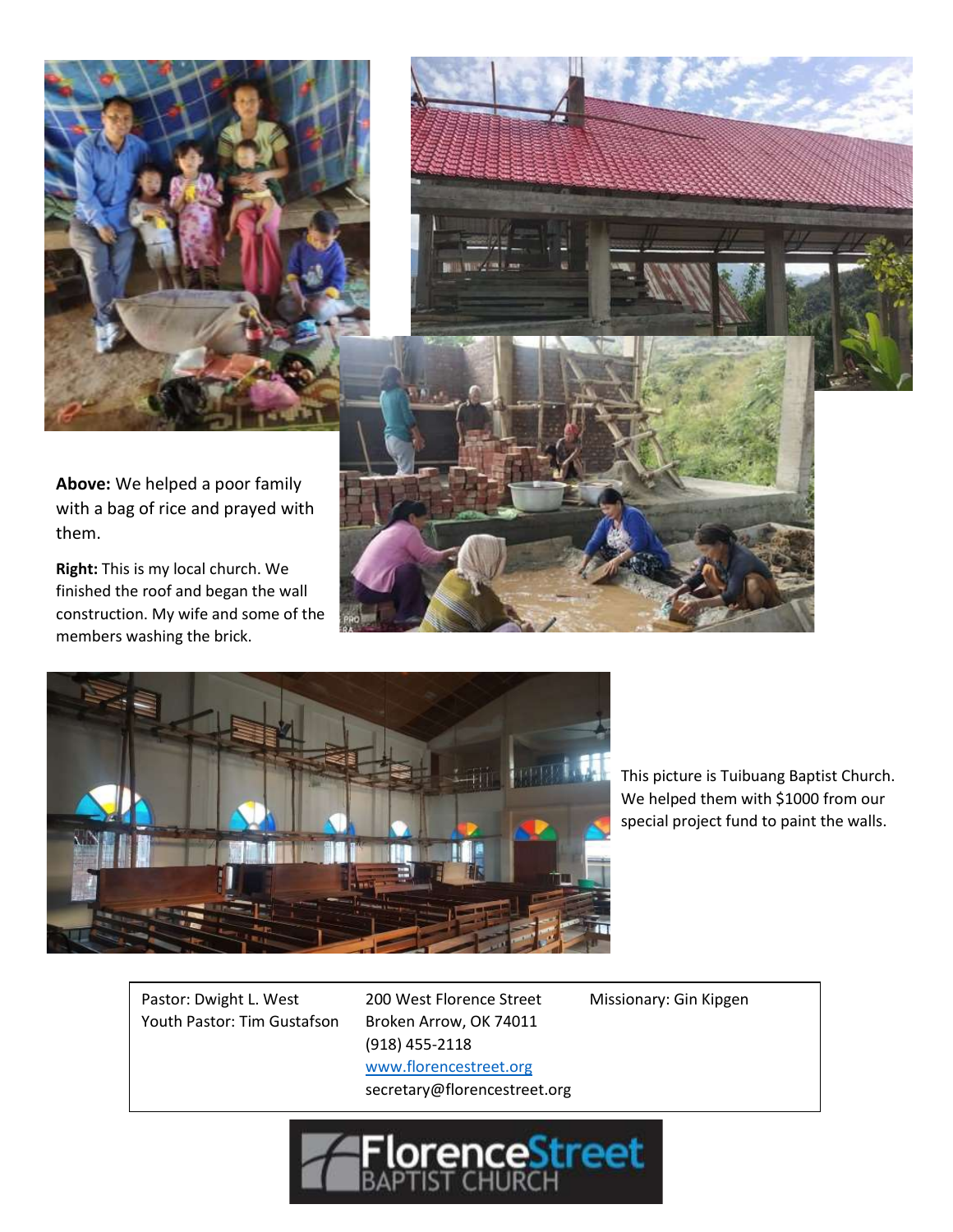**Above:** We helped a poor family with a bag of rice and prayed with them.

**Right:** This is my local church. We finished the roof and began the wall construction. My wife and some of the members washing the brick.

This picture is Tuibuang Baptist Church. We helped them with $1000 from our special project fund to paint the walls.

| | | |
|---|---|---|
| Pastor: Dwight L. West<br>Youth Pastor: Tim Gustafson | 200 West Florence Street<br>Broken Arrow, OK 74011<br>(918) 455-2118<br>www.florencestreet.org<br>secretary@florencestreet.org | Missionary: Gin Kipgen |

FlorenceStreet BAPTIST CHURCH